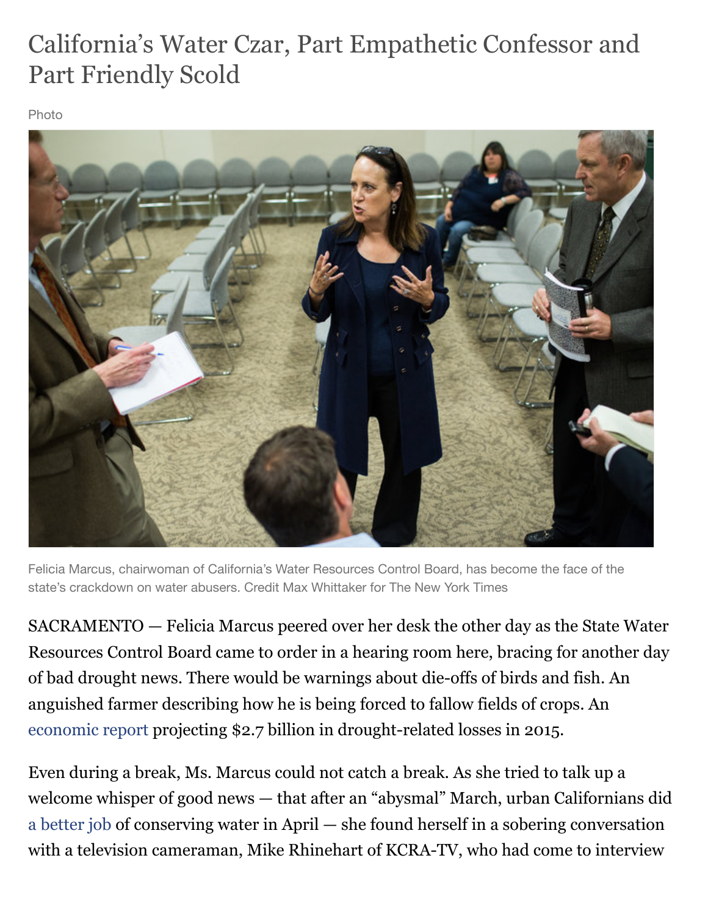# California's Water Czar, Part Empathetic Confessor and Part Friendly Scold

Photo

Felicia Marcus, chairwoman of California's Water Resources Control Board, has become the face of the state's crackdown on water abusers. Credit Max Whittaker for The New York Times

SACRAMENTO — Felicia Marcus peered over her desk the other day as the State Water Resources Control Board came to order in a hearing room here, bracing for another day of bad drought news. There would be warnings about die-offs of birds and fish. An anguished farmer describing how he is being forced to fallow fields of crops. An economic report projecting $2.7 billion in drought-related losses in 2015.

Even during a break, Ms. Marcus could not catch a break. As she tried to talk up a welcome whisper of good news — that after an "abysmal" March, urban Californians did a better job of conserving water in April — she found herself in a sobering conversation with a television cameraman, Mike Rhinehart of KCRA-TV, who had come to interview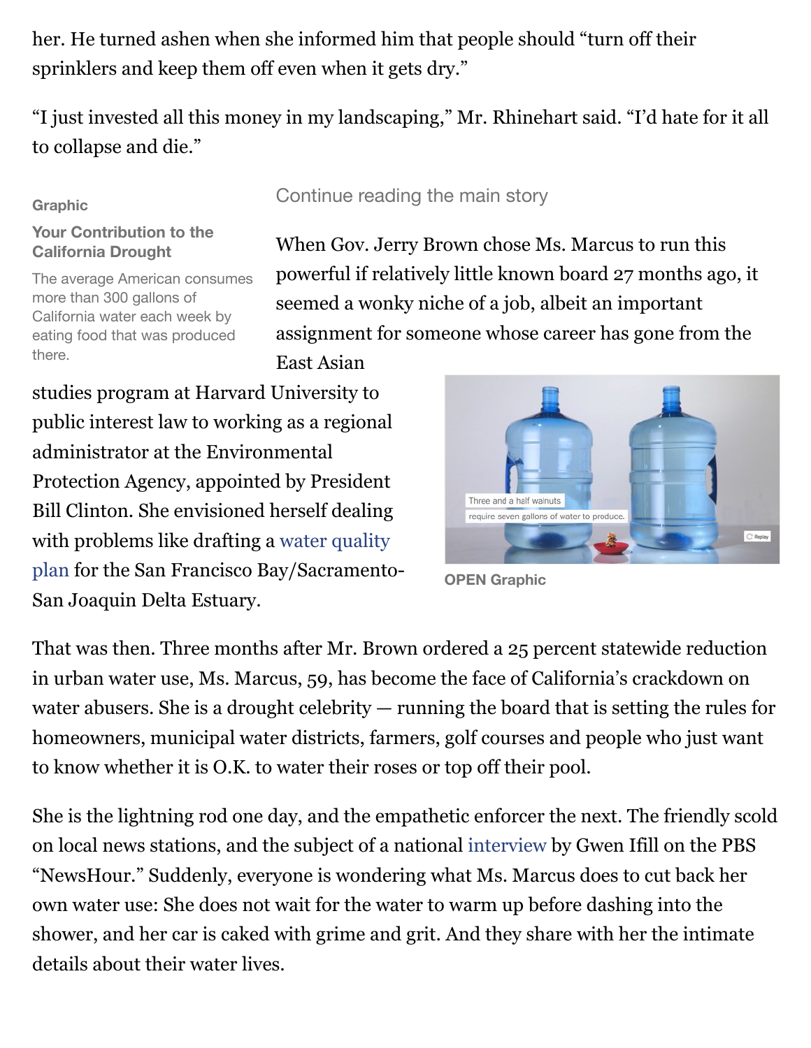her. He turned ashen when she informed him that people should "turn off their sprinklers and keep them off even when it gets dry."

"I just invested all this money in my landscaping," Mr. Rhinehart said. "I'd hate for it all to collapse and die."

Graphic

**Your Contribution to the California Drought**

The average American consumes more than 300 gallons of California water each week by eating food that was produced there.

Continue reading the main story

When Gov. Jerry Brown chose Ms. Marcus to run this powerful if relatively little known board 27 months ago, it seemed a wonky niche of a job, albeit an important assignment for someone whose career has gone from the East Asian studies program at Harvard University to public interest law to working as a regional administrator at the Environmental Protection Agency, appointed by President Bill Clinton. She envisioned herself dealing with problems like drafting a water quality plan for the San Francisco Bay/Sacramento-San Joaquin Delta Estuary.

Three and a half walnuts require seven gallons of water to produce.

**OPEN Graphic**

That was then. Three months after Mr. Brown ordered a 25 percent statewide reduction in urban water use, Ms. Marcus, 59, has become the face of California's crackdown on water abusers. She is a drought celebrity — running the board that is setting the rules for homeowners, municipal water districts, farmers, golf courses and people who just want to know whether it is O.K. to water their roses or top off their pool.

She is the lightning rod one day, and the empathetic enforcer the next. The friendly scold on local news stations, and the subject of a national interview by Gwen Ifill on the PBS "NewsHour." Suddenly, everyone is wondering what Ms. Marcus does to cut back her own water use: She does not wait for the water to warm up before dashing into the shower, and her car is caked with grime and grit. And they share with her the intimate details about their water lives.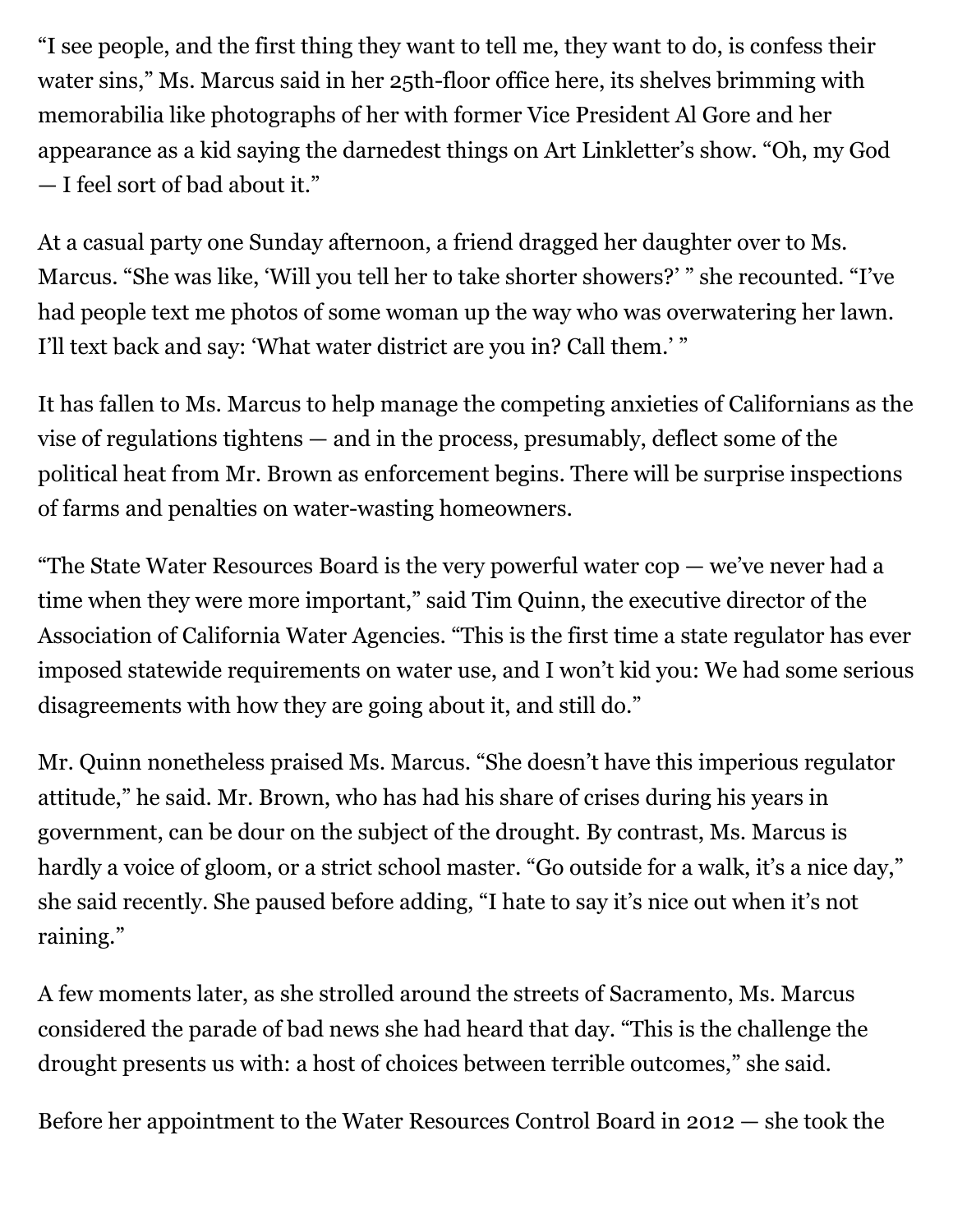"I see people, and the first thing they want to tell me, they want to do, is confess their water sins," Ms. Marcus said in her 25th-floor office here, its shelves brimming with memorabilia like photographs of her with former Vice President Al Gore and her appearance as a kid saying the darnedest things on Art Linkletter's show. "Oh, my God — I feel sort of bad about it."

At a casual party one Sunday afternoon, a friend dragged her daughter over to Ms. Marcus. "She was like, 'Will you tell her to take shorter showers?' " she recounted. "I've had people text me photos of some woman up the way who was overwatering her lawn. I'll text back and say: 'What water district are you in? Call them.' "

It has fallen to Ms. Marcus to help manage the competing anxieties of Californians as the vise of regulations tightens — and in the process, presumably, deflect some of the political heat from Mr. Brown as enforcement begins. There will be surprise inspections of farms and penalties on water-wasting homeowners.

"The State Water Resources Board is the very powerful water cop — we've never had a time when they were more important," said Tim Quinn, the executive director of the Association of California Water Agencies. "This is the first time a state regulator has ever imposed statewide requirements on water use, and I won't kid you: We had some serious disagreements with how they are going about it, and still do."

Mr. Quinn nonetheless praised Ms. Marcus. "She doesn't have this imperious regulator attitude," he said. Mr. Brown, who has had his share of crises during his years in government, can be dour on the subject of the drought. By contrast, Ms. Marcus is hardly a voice of gloom, or a strict school master. "Go outside for a walk, it's a nice day," she said recently. She paused before adding, "I hate to say it's nice out when it's not raining."

A few moments later, as she strolled around the streets of Sacramento, Ms. Marcus considered the parade of bad news she had heard that day. "This is the challenge the drought presents us with: a host of choices between terrible outcomes," she said.

Before her appointment to the Water Resources Control Board in 2012 — she took the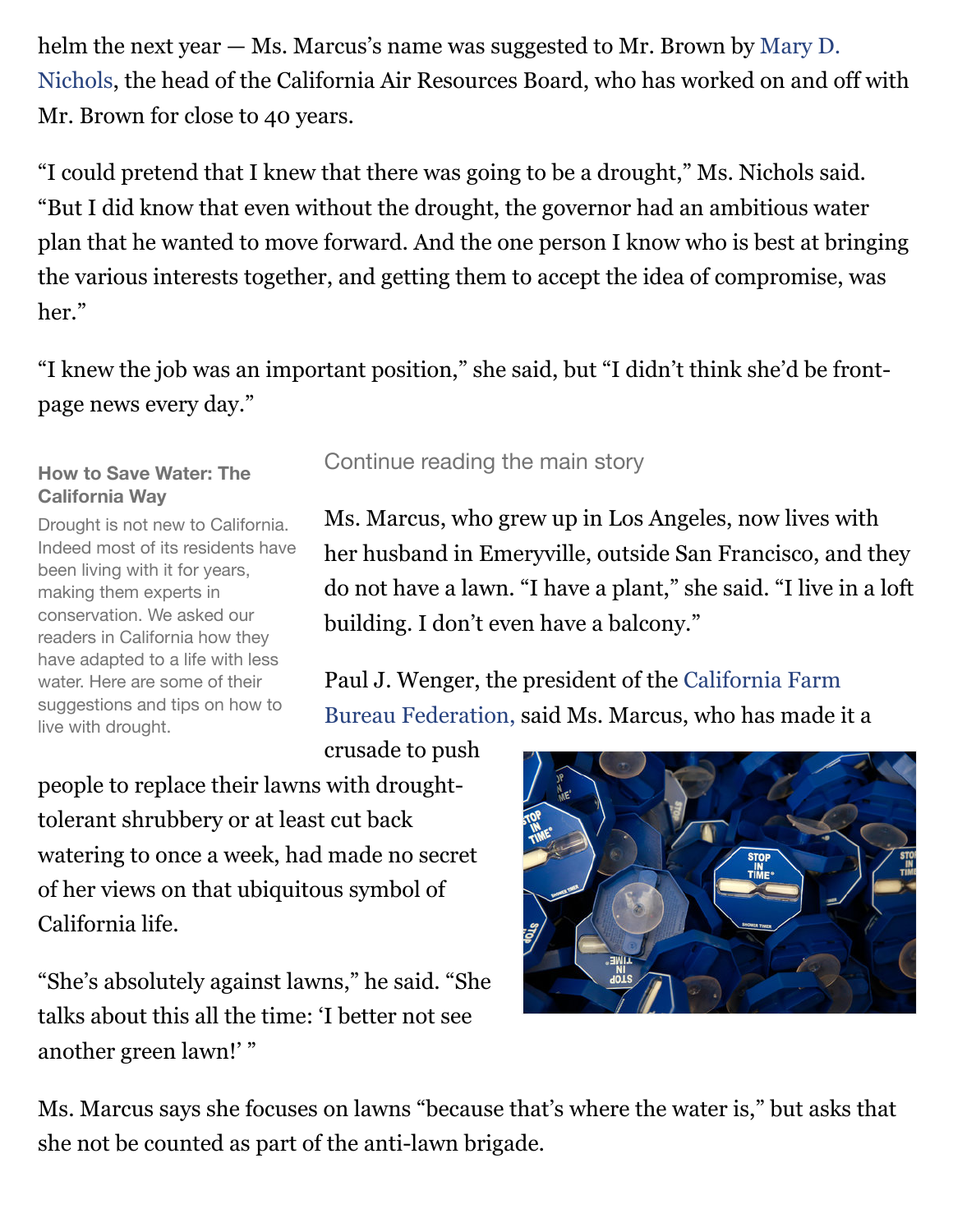helm the next year — Ms. Marcus's name was suggested to Mr. Brown by Mary D. Nichols, the head of the California Air Resources Board, who has worked on and off with Mr. Brown for close to 40 years.

"I could pretend that I knew that there was going to be a drought," Ms. Nichols said. "But I did know that even without the drought, the governor had an ambitious water plan that he wanted to move forward. And the one person I know who is best at bringing the various interests together, and getting them to accept the idea of compromise, was her."

"I knew the job was an important position," she said, but "I didn't think she'd be front-page news every day."

**How to Save Water: The California Way**

Drought is not new to California. Indeed most of its residents have been living with it for years, making them experts in conservation. We asked our readers in California how they have adapted to a life with less water. Here are some of their suggestions and tips on how to live with drought.

Continue reading the main story

Ms. Marcus, who grew up in Los Angeles, now lives with her husband in Emeryville, outside San Francisco, and they do not have a lawn. "I have a plant," she said. "I live in a loft building. I don't even have a balcony."

Paul J. Wenger, the president of the California Farm Bureau Federation, said Ms. Marcus, who has made it a crusade to push people to replace their lawns with drought-tolerant shrubbery or at least cut back watering to once a week, had made no secret of her views on that ubiquitous symbol of California life.

"She's absolutely against lawns," he said. "She talks about this all the time: 'I better not see another green lawn!' "

Ms. Marcus says she focuses on lawns "because that's where the water is," but asks that she not be counted as part of the anti-lawn brigade.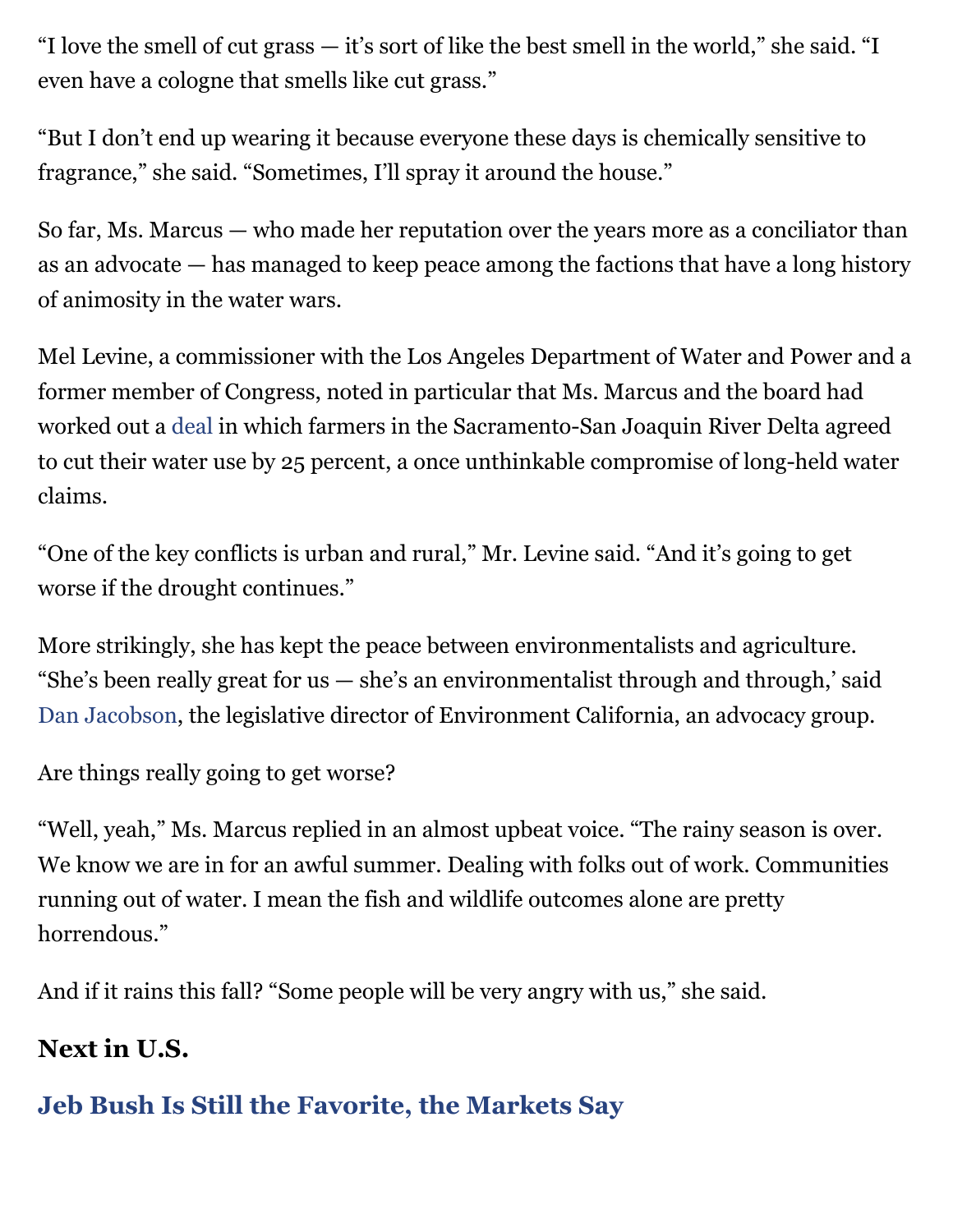"I love the smell of cut grass — it's sort of like the best smell in the world," she said. "I even have a cologne that smells like cut grass."

"But I don't end up wearing it because everyone these days is chemically sensitive to fragrance," she said. "Sometimes, I'll spray it around the house."

So far, Ms. Marcus — who made her reputation over the years more as a conciliator than as an advocate — has managed to keep peace among the factions that have a long history of animosity in the water wars.

Mel Levine, a commissioner with the Los Angeles Department of Water and Power and a former member of Congress, noted in particular that Ms. Marcus and the board had worked out a deal in which farmers in the Sacramento-San Joaquin River Delta agreed to cut their water use by 25 percent, a once unthinkable compromise of long-held water claims.

"One of the key conflicts is urban and rural," Mr. Levine said. "And it's going to get worse if the drought continues."

More strikingly, she has kept the peace between environmentalists and agriculture. "She's been really great for us — she's an environmentalist through and through,' said Dan Jacobson, the legislative director of Environment California, an advocacy group.

Are things really going to get worse?

"Well, yeah," Ms. Marcus replied in an almost upbeat voice. "The rainy season is over. We know we are in for an awful summer. Dealing with folks out of work. Communities running out of water. I mean the fish and wildlife outcomes alone are pretty horrendous."

And if it rains this fall? "Some people will be very angry with us," she said.

**Next in U.S.**

**Jeb Bush Is Still the Favorite, the Markets Say**